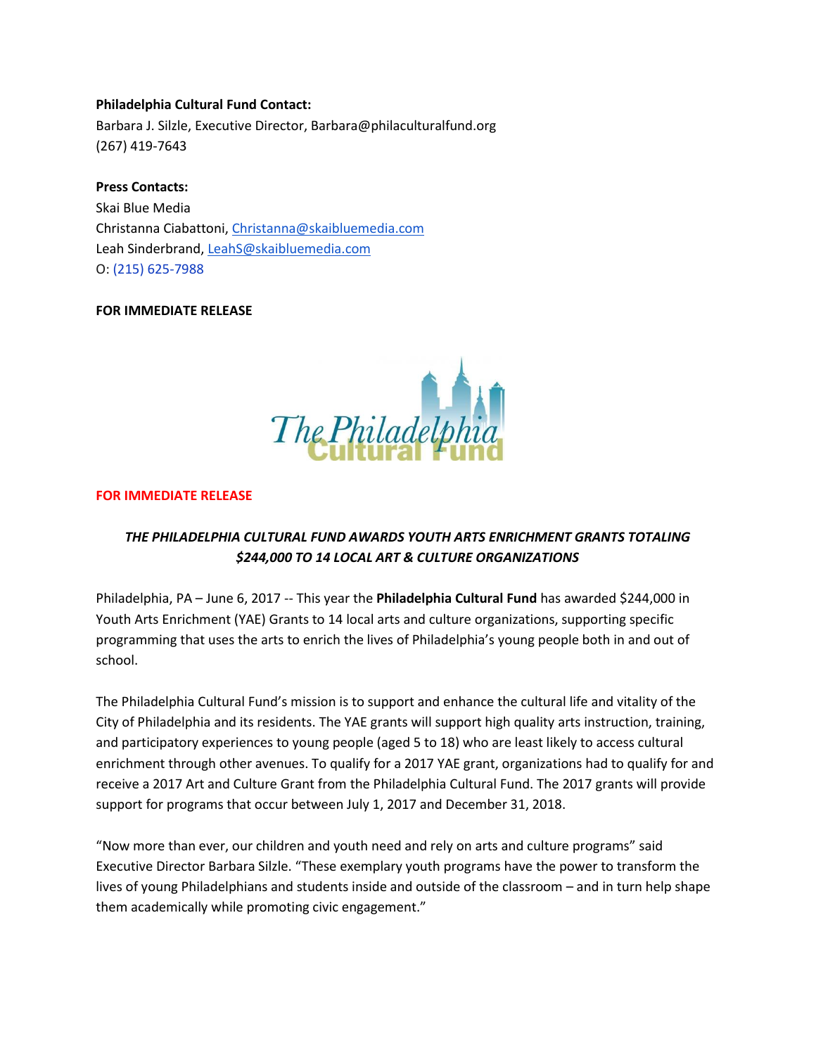**Philadelphia Cultural Fund Contact:**
Barbara J. Silzle, Executive Director, Barbara@philaculturalfund.org
(267) 419-7643

**Press Contacts:**
Skai Blue Media
Christanna Ciabattoni, Christanna@skaibluemedia.com
Leah Sinderbrand, LeahS@skaibluemedia.com
O: (215) 625-7988

**FOR IMMEDIATE RELEASE**

The Philadelphia Cultural Fund

**FOR IMMEDIATE RELEASE**

***THE PHILADELPHIA CULTURAL FUND AWARDS YOUTH ARTS ENRICHMENT GRANTS TOTALING $244,000 TO 14 LOCAL ART & CULTURE ORGANIZATIONS***

Philadelphia, PA – June 6, 2017 -- This year the **Philadelphia Cultural Fund** has awarded $244,000 in Youth Arts Enrichment (YAE) Grants to 14 local arts and culture organizations, supporting specific programming that uses the arts to enrich the lives of Philadelphia's young people both in and out of school.

The Philadelphia Cultural Fund's mission is to support and enhance the cultural life and vitality of the City of Philadelphia and its residents. The YAE grants will support high quality arts instruction, training, and participatory experiences to young people (aged 5 to 18) who are least likely to access cultural enrichment through other avenues. To qualify for a 2017 YAE grant, organizations had to qualify for and receive a 2017 Art and Culture Grant from the Philadelphia Cultural Fund. The 2017 grants will provide support for programs that occur between July 1, 2017 and December 31, 2018.

"Now more than ever, our children and youth need and rely on arts and culture programs" said Executive Director Barbara Silzle. "These exemplary youth programs have the power to transform the lives of young Philadelphians and students inside and outside of the classroom – and in turn help shape them academically while promoting civic engagement."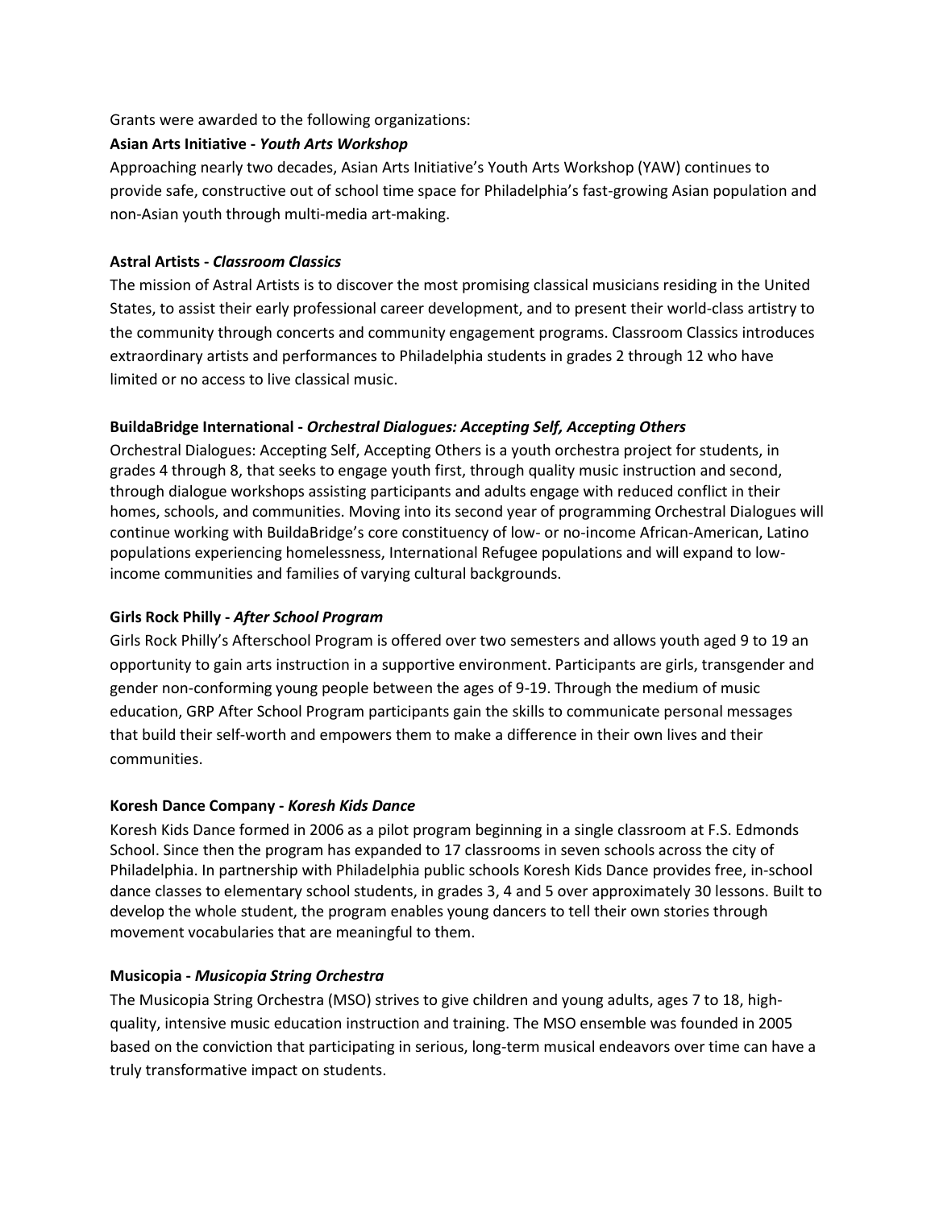Grants were awarded to the following organizations:

**Asian Arts Initiative -** ***Youth Arts Workshop***

Approaching nearly two decades, Asian Arts Initiative's Youth Arts Workshop (YAW) continues to provide safe, constructive out of school time space for Philadelphia's fast-growing Asian population and non-Asian youth through multi-media art-making.

**Astral Artists -** ***Classroom Classics***

The mission of Astral Artists is to discover the most promising classical musicians residing in the United States, to assist their early professional career development, and to present their world-class artistry to the community through concerts and community engagement programs. Classroom Classics introduces extraordinary artists and performances to Philadelphia students in grades 2 through 12 who have limited or no access to live classical music.

**BuildaBridge International -** ***Orchestral Dialogues: Accepting Self, Accepting Others***

Orchestral Dialogues: Accepting Self, Accepting Others is a youth orchestra project for students, in grades 4 through 8, that seeks to engage youth first, through quality music instruction and second, through dialogue workshops assisting participants and adults engage with reduced conflict in their homes, schools, and communities. Moving into its second year of programming Orchestral Dialogues will continue working with BuildaBridge's core constituency of low- or no-income African-American, Latino populations experiencing homelessness, International Refugee populations and will expand to low-income communities and families of varying cultural backgrounds.

**Girls Rock Philly -** ***After School Program***

Girls Rock Philly's Afterschool Program is offered over two semesters and allows youth aged 9 to 19 an opportunity to gain arts instruction in a supportive environment. Participants are girls, transgender and gender non-conforming young people between the ages of 9-19. Through the medium of music education, GRP After School Program participants gain the skills to communicate personal messages that build their self-worth and empowers them to make a difference in their own lives and their communities.

**Koresh Dance Company -** ***Koresh Kids Dance***

Koresh Kids Dance formed in 2006 as a pilot program beginning in a single classroom at F.S. Edmonds School. Since then the program has expanded to 17 classrooms in seven schools across the city of Philadelphia. In partnership with Philadelphia public schools Koresh Kids Dance provides free, in-school dance classes to elementary school students, in grades 3, 4 and 5 over approximately 30 lessons. Built to develop the whole student, the program enables young dancers to tell their own stories through movement vocabularies that are meaningful to them.

**Musicopia -** ***Musicopia String Orchestra***

The Musicopia String Orchestra (MSO) strives to give children and young adults, ages 7 to 18, high-quality, intensive music education instruction and training. The MSO ensemble was founded in 2005 based on the conviction that participating in serious, long-term musical endeavors over time can have a truly transformative impact on students.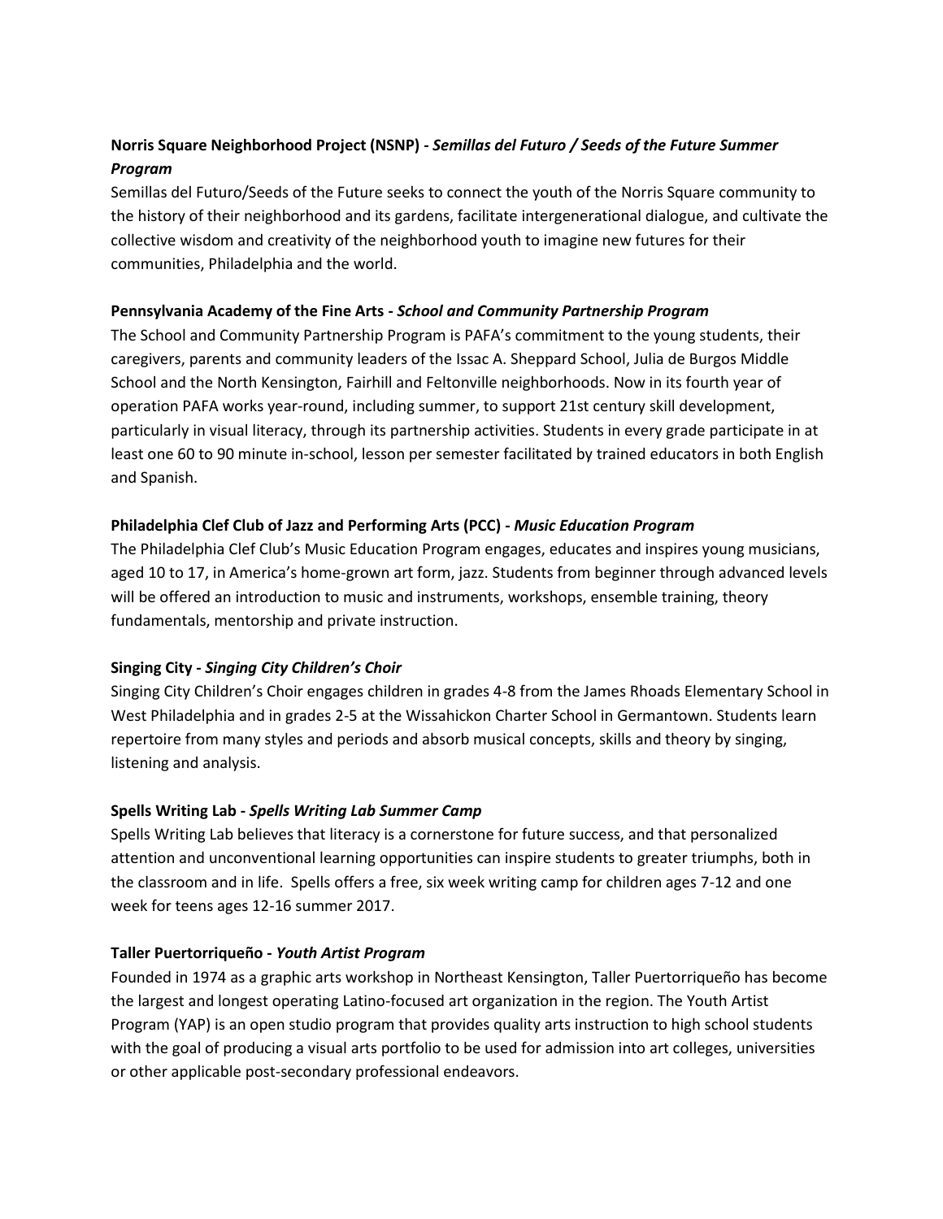**Norris Square Neighborhood Project (NSNP) -** ***Semillas del Futuro / Seeds of the Future Summer Program***

Semillas del Futuro/Seeds of the Future seeks to connect the youth of the Norris Square community to the history of their neighborhood and its gardens, facilitate intergenerational dialogue, and cultivate the collective wisdom and creativity of the neighborhood youth to imagine new futures for their communities, Philadelphia and the world.

**Pennsylvania Academy of the Fine Arts -** ***School and Community Partnership Program***

The School and Community Partnership Program is PAFA's commitment to the young students, their caregivers, parents and community leaders of the Issac A. Sheppard School, Julia de Burgos Middle School and the North Kensington, Fairhill and Feltonville neighborhoods. Now in its fourth year of operation PAFA works year-round, including summer, to support 21st century skill development, particularly in visual literacy, through its partnership activities. Students in every grade participate in at least one 60 to 90 minute in-school, lesson per semester facilitated by trained educators in both English and Spanish.

**Philadelphia Clef Club of Jazz and Performing Arts (PCC) -** ***Music Education Program***

The Philadelphia Clef Club's Music Education Program engages, educates and inspires young musicians, aged 10 to 17, in America's home-grown art form, jazz. Students from beginner through advanced levels will be offered an introduction to music and instruments, workshops, ensemble training, theory fundamentals, mentorship and private instruction.

**Singing City -** ***Singing City Children's Choir***

Singing City Children's Choir engages children in grades 4-8 from the James Rhoads Elementary School in West Philadelphia and in grades 2-5 at the Wissahickon Charter School in Germantown. Students learn repertoire from many styles and periods and absorb musical concepts, skills and theory by singing, listening and analysis.

**Spells Writing Lab -** ***Spells Writing Lab Summer Camp***

Spells Writing Lab believes that literacy is a cornerstone for future success, and that personalized attention and unconventional learning opportunities can inspire students to greater triumphs, both in the classroom and in life. Spells offers a free, six week writing camp for children ages 7-12 and one week for teens ages 12-16 summer 2017.

**Taller Puertorriqueño -** ***Youth Artist Program***

Founded in 1974 as a graphic arts workshop in Northeast Kensington, Taller Puertorriqueño has become the largest and longest operating Latino-focused art organization in the region. The Youth Artist Program (YAP) is an open studio program that provides quality arts instruction to high school students with the goal of producing a visual arts portfolio to be used for admission into art colleges, universities or other applicable post-secondary professional endeavors.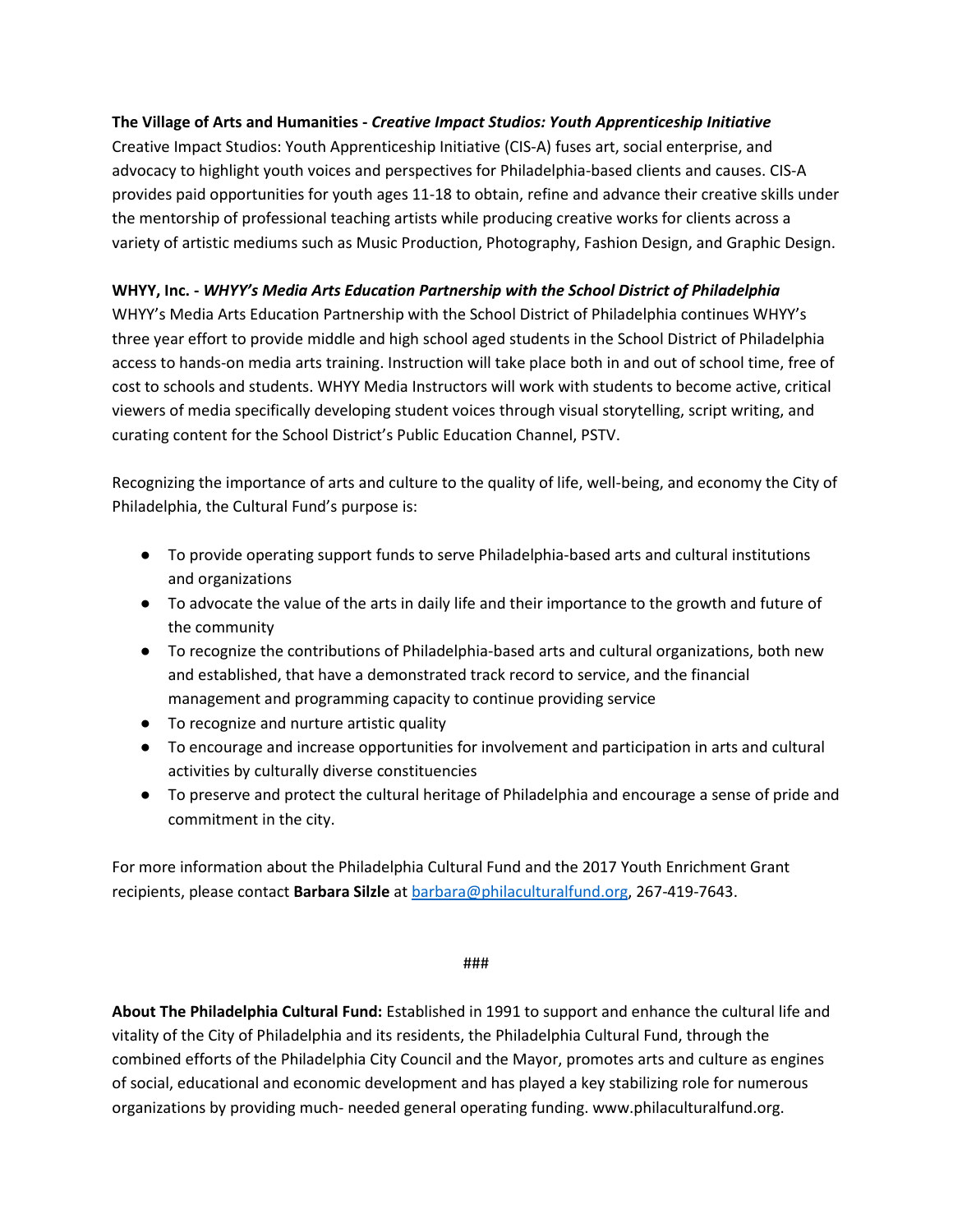**The Village of Arts and Humanities - *Creative Impact Studios: Youth Apprenticeship Initiative***
Creative Impact Studios: Youth Apprenticeship Initiative (CIS-A) fuses art, social enterprise, and advocacy to highlight youth voices and perspectives for Philadelphia-based clients and causes. CIS-A provides paid opportunities for youth ages 11-18 to obtain, refine and advance their creative skills under the mentorship of professional teaching artists while producing creative works for clients across a variety of artistic mediums such as Music Production, Photography, Fashion Design, and Graphic Design.

**WHYY, Inc. - *WHYY's Media Arts Education Partnership with the School District of Philadelphia***
WHYY's Media Arts Education Partnership with the School District of Philadelphia continues WHYY's three year effort to provide middle and high school aged students in the School District of Philadelphia access to hands-on media arts training. Instruction will take place both in and out of school time, free of cost to schools and students. WHYY Media Instructors will work with students to become active, critical viewers of media specifically developing student voices through visual storytelling, script writing, and curating content for the School District's Public Education Channel, PSTV.

Recognizing the importance of arts and culture to the quality of life, well-being, and economy the City of Philadelphia, the Cultural Fund's purpose is:

- To provide operating support funds to serve Philadelphia-based arts and cultural institutions and organizations
- To advocate the value of the arts in daily life and their importance to the growth and future of the community
- To recognize the contributions of Philadelphia-based arts and cultural organizations, both new and established, that have a demonstrated track record to service, and the financial management and programming capacity to continue providing service
- To recognize and nurture artistic quality
- To encourage and increase opportunities for involvement and participation in arts and cultural activities by culturally diverse constituencies
- To preserve and protect the cultural heritage of Philadelphia and encourage a sense of pride and commitment in the city.

For more information about the Philadelphia Cultural Fund and the 2017 Youth Enrichment Grant recipients, please contact **Barbara Silzle** at barbara@philaculturalfund.org, 267-419-7643.

###

**About The Philadelphia Cultural Fund:** Established in 1991 to support and enhance the cultural life and vitality of the City of Philadelphia and its residents, the Philadelphia Cultural Fund, through the combined efforts of the Philadelphia City Council and the Mayor, promotes arts and culture as engines of social, educational and economic development and has played a key stabilizing role for numerous organizations by providing much- needed general operating funding. www.philaculturalfund.org.